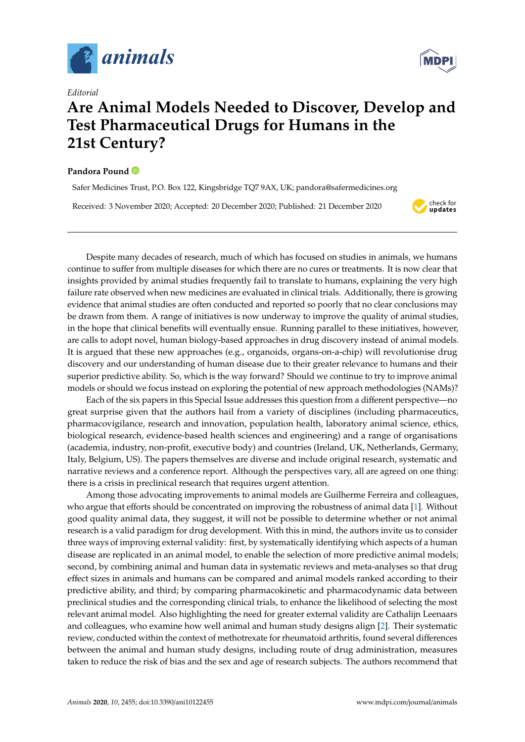*Editorial*

# Are Animal Models Needed to Discover, Develop and Test Pharmaceutical Drugs for Humans in the 21st Century?

**Pandora Pound**

Safer Medicines Trust, P.O. Box 122, Kingsbridge TQ7 9AX, UK; pandora@safermedicines.org

Received: 3 November 2020; Accepted: 20 December 2020; Published: 21 December 2020

Despite many decades of research, much of which has focused on studies in animals, we humans continue to suffer from multiple diseases for which there are no cures or treatments. It is now clear that insights provided by animal studies frequently fail to translate to humans, explaining the very high failure rate observed when new medicines are evaluated in clinical trials. Additionally, there is growing evidence that animal studies are often conducted and reported so poorly that no clear conclusions may be drawn from them. A range of initiatives is now underway to improve the quality of animal studies, in the hope that clinical benefits will eventually ensue. Running parallel to these initiatives, however, are calls to adopt novel, human biology-based approaches in drug discovery instead of animal models. It is argued that these new approaches (e.g., organoids, organs-on-a-chip) will revolutionise drug discovery and our understanding of human disease due to their greater relevance to humans and their superior predictive ability. So, which is the way forward? Should we continue to try to improve animal models or should we focus instead on exploring the potential of new approach methodologies (NAMs)?

Each of the six papers in this Special Issue addresses this question from a different perspective—no great surprise given that the authors hail from a variety of disciplines (including pharmaceutics, pharmacovigilance, research and innovation, population health, laboratory animal science, ethics, biological research, evidence-based health sciences and engineering) and a range of organisations (academia, industry, non-profit, executive body) and countries (Ireland, UK, Netherlands, Germany, Italy, Belgium, US). The papers themselves are diverse and include original research, systematic and narrative reviews and a conference report. Although the perspectives vary, all are agreed on one thing: there is a crisis in preclinical research that requires urgent attention.

Among those advocating improvements to animal models are Guilherme Ferreira and colleagues, who argue that efforts should be concentrated on improving the robustness of animal data [1]. Without good quality animal data, they suggest, it will not be possible to determine whether or not animal research is a valid paradigm for drug development. With this in mind, the authors invite us to consider three ways of improving external validity: first, by systematically identifying which aspects of a human disease are replicated in an animal model, to enable the selection of more predictive animal models; second, by combining animal and human data in systematic reviews and meta-analyses so that drug effect sizes in animals and humans can be compared and animal models ranked according to their predictive ability, and third; by comparing pharmacokinetic and pharmacodynamic data between preclinical studies and the corresponding clinical trials, to enhance the likelihood of selecting the most relevant animal model. Also highlighting the need for greater external validity are Cathalijn Leenaars and colleagues, who examine how well animal and human study designs align [2]. Their systematic review, conducted within the context of methotrexate for rheumatoid arthritis, found several differences between the animal and human study designs, including route of drug administration, measures taken to reduce the risk of bias and the sex and age of research subjects. The authors recommend that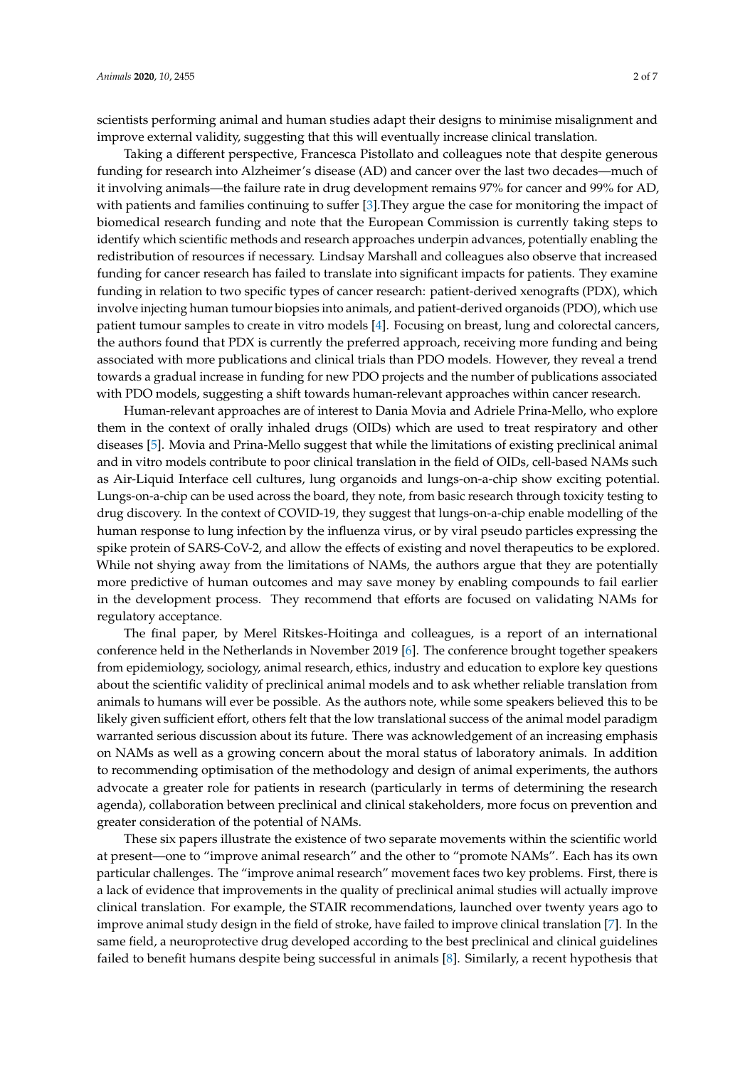scientists performing animal and human studies adapt their designs to minimise misalignment and improve external validity, suggesting that this will eventually increase clinical translation.

Taking a different perspective, Francesca Pistollato and colleagues note that despite generous funding for research into Alzheimer's disease (AD) and cancer over the last two decades—much of it involving animals—the failure rate in drug development remains 97% for cancer and 99% for AD, with patients and families continuing to suffer [3].They argue the case for monitoring the impact of biomedical research funding and note that the European Commission is currently taking steps to identify which scientific methods and research approaches underpin advances, potentially enabling the redistribution of resources if necessary. Lindsay Marshall and colleagues also observe that increased funding for cancer research has failed to translate into significant impacts for patients. They examine funding in relation to two specific types of cancer research: patient-derived xenografts (PDX), which involve injecting human tumour biopsies into animals, and patient-derived organoids (PDO), which use patient tumour samples to create in vitro models [4]. Focusing on breast, lung and colorectal cancers, the authors found that PDX is currently the preferred approach, receiving more funding and being associated with more publications and clinical trials than PDO models. However, they reveal a trend towards a gradual increase in funding for new PDO projects and the number of publications associated with PDO models, suggesting a shift towards human-relevant approaches within cancer research.

Human-relevant approaches are of interest to Dania Movia and Adriele Prina-Mello, who explore them in the context of orally inhaled drugs (OIDs) which are used to treat respiratory and other diseases [5]. Movia and Prina-Mello suggest that while the limitations of existing preclinical animal and in vitro models contribute to poor clinical translation in the field of OIDs, cell-based NAMs such as Air-Liquid Interface cell cultures, lung organoids and lungs-on-a-chip show exciting potential. Lungs-on-a-chip can be used across the board, they note, from basic research through toxicity testing to drug discovery. In the context of COVID-19, they suggest that lungs-on-a-chip enable modelling of the human response to lung infection by the influenza virus, or by viral pseudo particles expressing the spike protein of SARS-CoV-2, and allow the effects of existing and novel therapeutics to be explored. While not shying away from the limitations of NAMs, the authors argue that they are potentially more predictive of human outcomes and may save money by enabling compounds to fail earlier in the development process. They recommend that efforts are focused on validating NAMs for regulatory acceptance.

The final paper, by Merel Ritskes-Hoitinga and colleagues, is a report of an international conference held in the Netherlands in November 2019 [6]. The conference brought together speakers from epidemiology, sociology, animal research, ethics, industry and education to explore key questions about the scientific validity of preclinical animal models and to ask whether reliable translation from animals to humans will ever be possible. As the authors note, while some speakers believed this to be likely given sufficient effort, others felt that the low translational success of the animal model paradigm warranted serious discussion about its future. There was acknowledgement of an increasing emphasis on NAMs as well as a growing concern about the moral status of laboratory animals. In addition to recommending optimisation of the methodology and design of animal experiments, the authors advocate a greater role for patients in research (particularly in terms of determining the research agenda), collaboration between preclinical and clinical stakeholders, more focus on prevention and greater consideration of the potential of NAMs.

These six papers illustrate the existence of two separate movements within the scientific world at present—one to "improve animal research" and the other to "promote NAMs". Each has its own particular challenges. The "improve animal research" movement faces two key problems. First, there is a lack of evidence that improvements in the quality of preclinical animal studies will actually improve clinical translation. For example, the STAIR recommendations, launched over twenty years ago to improve animal study design in the field of stroke, have failed to improve clinical translation [7]. In the same field, a neuroprotective drug developed according to the best preclinical and clinical guidelines failed to benefit humans despite being successful in animals [8]. Similarly, a recent hypothesis that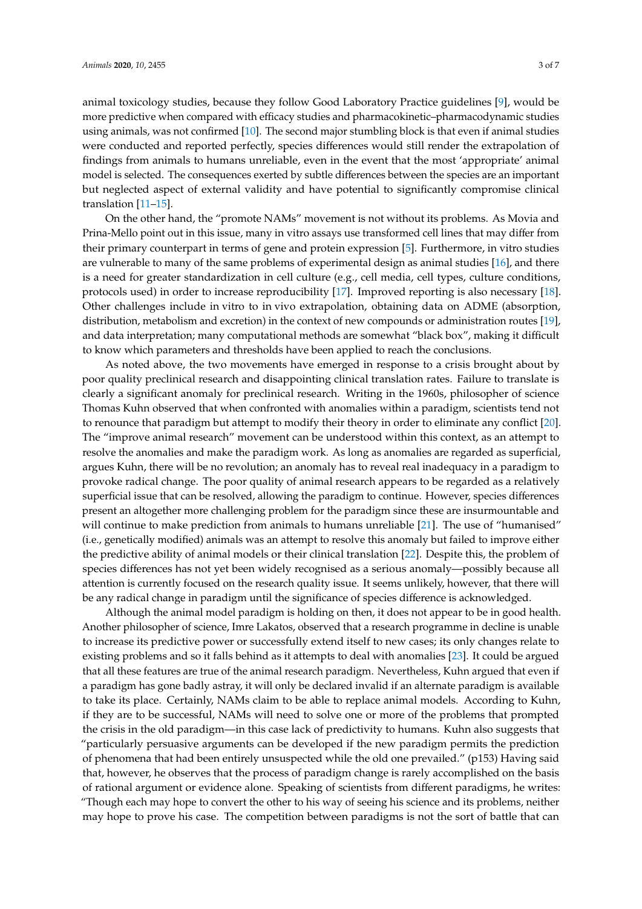animal toxicology studies, because they follow Good Laboratory Practice guidelines [9], would be more predictive when compared with efficacy studies and pharmacokinetic–pharmacodynamic studies using animals, was not confirmed [10]. The second major stumbling block is that even if animal studies were conducted and reported perfectly, species differences would still render the extrapolation of findings from animals to humans unreliable, even in the event that the most 'appropriate' animal model is selected. The consequences exerted by subtle differences between the species are an important but neglected aspect of external validity and have potential to significantly compromise clinical translation [11–15].

On the other hand, the "promote NAMs" movement is not without its problems. As Movia and Prina-Mello point out in this issue, many in vitro assays use transformed cell lines that may differ from their primary counterpart in terms of gene and protein expression [5]. Furthermore, in vitro studies are vulnerable to many of the same problems of experimental design as animal studies [16], and there is a need for greater standardization in cell culture (e.g., cell media, cell types, culture conditions, protocols used) in order to increase reproducibility [17]. Improved reporting is also necessary [18]. Other challenges include in vitro to in vivo extrapolation, obtaining data on ADME (absorption, distribution, metabolism and excretion) in the context of new compounds or administration routes [19], and data interpretation; many computational methods are somewhat "black box", making it difficult to know which parameters and thresholds have been applied to reach the conclusions.

As noted above, the two movements have emerged in response to a crisis brought about by poor quality preclinical research and disappointing clinical translation rates. Failure to translate is clearly a significant anomaly for preclinical research. Writing in the 1960s, philosopher of science Thomas Kuhn observed that when confronted with anomalies within a paradigm, scientists tend not to renounce that paradigm but attempt to modify their theory in order to eliminate any conflict [20]. The "improve animal research" movement can be understood within this context, as an attempt to resolve the anomalies and make the paradigm work. As long as anomalies are regarded as superficial, argues Kuhn, there will be no revolution; an anomaly has to reveal real inadequacy in a paradigm to provoke radical change. The poor quality of animal research appears to be regarded as a relatively superficial issue that can be resolved, allowing the paradigm to continue. However, species differences present an altogether more challenging problem for the paradigm since these are insurmountable and will continue to make prediction from animals to humans unreliable [21]. The use of "humanised" (i.e., genetically modified) animals was an attempt to resolve this anomaly but failed to improve either the predictive ability of animal models or their clinical translation [22]. Despite this, the problem of species differences has not yet been widely recognised as a serious anomaly—possibly because all attention is currently focused on the research quality issue. It seems unlikely, however, that there will be any radical change in paradigm until the significance of species difference is acknowledged.

Although the animal model paradigm is holding on then, it does not appear to be in good health. Another philosopher of science, Imre Lakatos, observed that a research programme in decline is unable to increase its predictive power or successfully extend itself to new cases; its only changes relate to existing problems and so it falls behind as it attempts to deal with anomalies [23]. It could be argued that all these features are true of the animal research paradigm. Nevertheless, Kuhn argued that even if a paradigm has gone badly astray, it will only be declared invalid if an alternate paradigm is available to take its place. Certainly, NAMs claim to be able to replace animal models. According to Kuhn, if they are to be successful, NAMs will need to solve one or more of the problems that prompted the crisis in the old paradigm—in this case lack of predictivity to humans. Kuhn also suggests that "particularly persuasive arguments can be developed if the new paradigm permits the prediction of phenomena that had been entirely unsuspected while the old one prevailed." (p153) Having said that, however, he observes that the process of paradigm change is rarely accomplished on the basis of rational argument or evidence alone. Speaking of scientists from different paradigms, he writes: "Though each may hope to convert the other to his way of seeing his science and its problems, neither may hope to prove his case. The competition between paradigms is not the sort of battle that can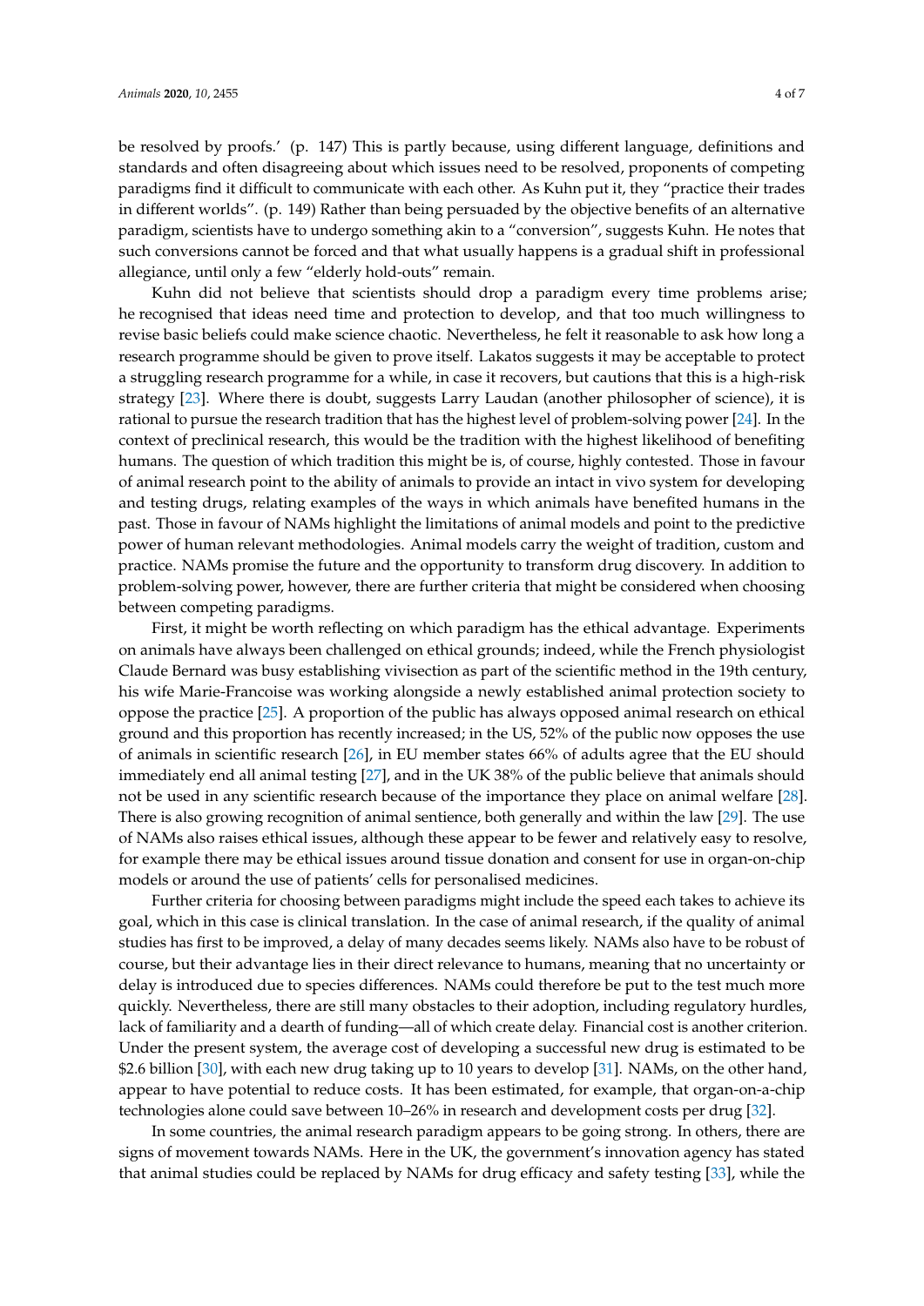be resolved by proofs.' (p. 147) This is partly because, using different language, definitions and standards and often disagreeing about which issues need to be resolved, proponents of competing paradigms find it difficult to communicate with each other. As Kuhn put it, they "practice their trades in different worlds". (p. 149) Rather than being persuaded by the objective benefits of an alternative paradigm, scientists have to undergo something akin to a "conversion", suggests Kuhn. He notes that such conversions cannot be forced and that what usually happens is a gradual shift in professional allegiance, until only a few "elderly hold-outs" remain.

Kuhn did not believe that scientists should drop a paradigm every time problems arise; he recognised that ideas need time and protection to develop, and that too much willingness to revise basic beliefs could make science chaotic. Nevertheless, he felt it reasonable to ask how long a research programme should be given to prove itself. Lakatos suggests it may be acceptable to protect a struggling research programme for a while, in case it recovers, but cautions that this is a high-risk strategy [23]. Where there is doubt, suggests Larry Laudan (another philosopher of science), it is rational to pursue the research tradition that has the highest level of problem-solving power [24]. In the context of preclinical research, this would be the tradition with the highest likelihood of benefiting humans. The question of which tradition this might be is, of course, highly contested. Those in favour of animal research point to the ability of animals to provide an intact in vivo system for developing and testing drugs, relating examples of the ways in which animals have benefited humans in the past. Those in favour of NAMs highlight the limitations of animal models and point to the predictive power of human relevant methodologies. Animal models carry the weight of tradition, custom and practice. NAMs promise the future and the opportunity to transform drug discovery. In addition to problem-solving power, however, there are further criteria that might be considered when choosing between competing paradigms.

First, it might be worth reflecting on which paradigm has the ethical advantage. Experiments on animals have always been challenged on ethical grounds; indeed, while the French physiologist Claude Bernard was busy establishing vivisection as part of the scientific method in the 19th century, his wife Marie-Francoise was working alongside a newly established animal protection society to oppose the practice [25]. A proportion of the public has always opposed animal research on ethical ground and this proportion has recently increased; in the US, 52% of the public now opposes the use of animals in scientific research [26], in EU member states 66% of adults agree that the EU should immediately end all animal testing [27], and in the UK 38% of the public believe that animals should not be used in any scientific research because of the importance they place on animal welfare [28]. There is also growing recognition of animal sentience, both generally and within the law [29]. The use of NAMs also raises ethical issues, although these appear to be fewer and relatively easy to resolve, for example there may be ethical issues around tissue donation and consent for use in organ-on-chip models or around the use of patients' cells for personalised medicines.

Further criteria for choosing between paradigms might include the speed each takes to achieve its goal, which in this case is clinical translation. In the case of animal research, if the quality of animal studies has first to be improved, a delay of many decades seems likely. NAMs also have to be robust of course, but their advantage lies in their direct relevance to humans, meaning that no uncertainty or delay is introduced due to species differences. NAMs could therefore be put to the test much more quickly. Nevertheless, there are still many obstacles to their adoption, including regulatory hurdles, lack of familiarity and a dearth of funding—all of which create delay. Financial cost is another criterion. Under the present system, the average cost of developing a successful new drug is estimated to be $2.6 billion [30], with each new drug taking up to 10 years to develop [31]. NAMs, on the other hand, appear to have potential to reduce costs. It has been estimated, for example, that organ-on-a-chip technologies alone could save between 10–26% in research and development costs per drug [32].

In some countries, the animal research paradigm appears to be going strong. In others, there are signs of movement towards NAMs. Here in the UK, the government's innovation agency has stated that animal studies could be replaced by NAMs for drug efficacy and safety testing [33], while the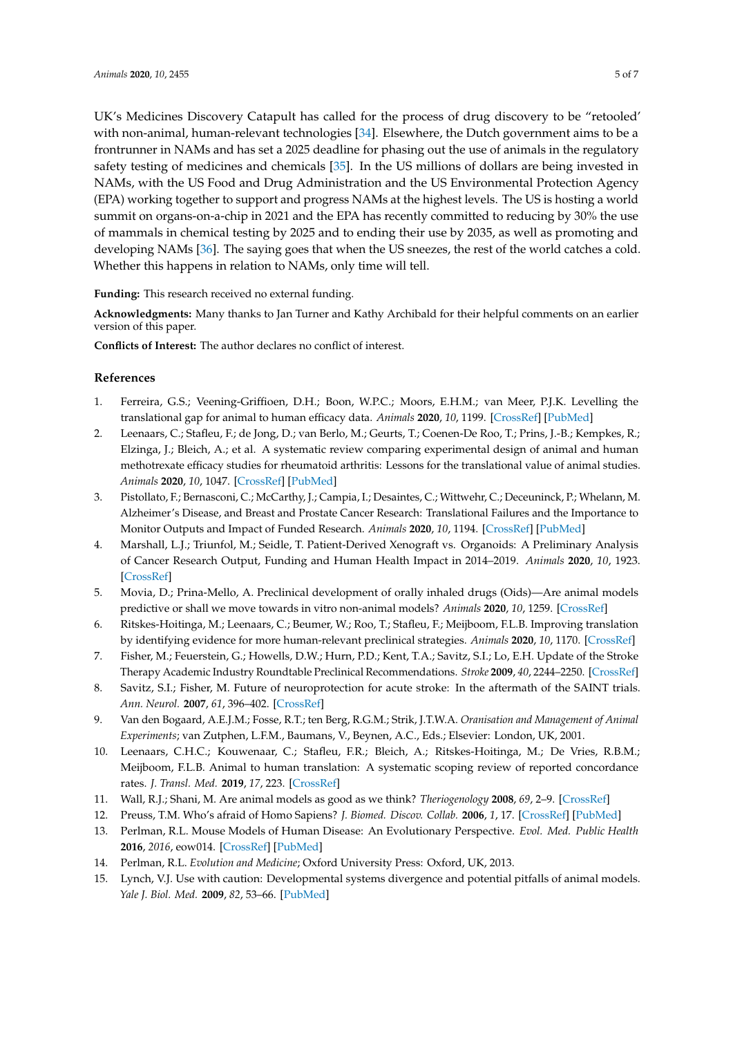UK's Medicines Discovery Catapult has called for the process of drug discovery to be "retooled' with non-animal, human-relevant technologies [34]. Elsewhere, the Dutch government aims to be a frontrunner in NAMs and has set a 2025 deadline for phasing out the use of animals in the regulatory safety testing of medicines and chemicals [35]. In the US millions of dollars are being invested in NAMs, with the US Food and Drug Administration and the US Environmental Protection Agency (EPA) working together to support and progress NAMs at the highest levels. The US is hosting a world summit on organs-on-a-chip in 2021 and the EPA has recently committed to reducing by 30% the use of mammals in chemical testing by 2025 and to ending their use by 2035, as well as promoting and developing NAMs [36]. The saying goes that when the US sneezes, the rest of the world catches a cold. Whether this happens in relation to NAMs, only time will tell.

**Funding:** This research received no external funding.

**Acknowledgments:** Many thanks to Jan Turner and Kathy Archibald for their helpful comments on an earlier version of this paper.

**Conflicts of Interest:** The author declares no conflict of interest.

## References

1. Ferreira, G.S.; Veening-Griffioen, D.H.; Boon, W.P.C.; Moors, E.H.M.; van Meer, P.J.K. Levelling the translational gap for animal to human efficacy data. *Animals* **2020**, *10*, 1199. [CrossRef] [PubMed]
2. Leenaars, C.; Stafleu, F.; de Jong, D.; van Berlo, M.; Geurts, T.; Coenen-De Roo, T.; Prins, J.-B.; Kempkes, R.; Elzinga, J.; Bleich, A.; et al. A systematic review comparing experimental design of animal and human methotrexate efficacy studies for rheumatoid arthritis: Lessons for the translational value of animal studies. *Animals* **2020**, *10*, 1047. [CrossRef] [PubMed]
3. Pistollato, F.; Bernasconi, C.; McCarthy, J.; Campia, I.; Desaintes, C.; Wittwehr, C.; Deceuninck, P.; Whelann, M. Alzheimer's Disease, and Breast and Prostate Cancer Research: Translational Failures and the Importance to Monitor Outputs and Impact of Funded Research. *Animals* **2020**, *10*, 1194. [CrossRef] [PubMed]
4. Marshall, L.J.; Triunfol, M.; Seidle, T. Patient-Derived Xenograft vs. Organoids: A Preliminary Analysis of Cancer Research Output, Funding and Human Health Impact in 2014–2019. *Animals* **2020**, *10*, 1923. [CrossRef]
5. Movia, D.; Prina-Mello, A. Preclinical development of orally inhaled drugs (Oids)—Are animal models predictive or shall we move towards in vitro non-animal models? *Animals* **2020**, *10*, 1259. [CrossRef]
6. Ritskes-Hoitinga, M.; Leenaars, C.; Beumer, W.; Roo, T.; Stafleu, F.; Meijboom, F.L.B. Improving translation by identifying evidence for more human-relevant preclinical strategies. *Animals* **2020**, *10*, 1170. [CrossRef]
7. Fisher, M.; Feuerstein, G.; Howells, D.W.; Hurn, P.D.; Kent, T.A.; Savitz, S.I.; Lo, E.H. Update of the Stroke Therapy Academic Industry Roundtable Preclinical Recommendations. *Stroke* **2009**, *40*, 2244–2250. [CrossRef]
8. Savitz, S.I.; Fisher, M. Future of neuroprotection for acute stroke: In the aftermath of the SAINT trials. *Ann. Neurol.* **2007**, *61*, 396–402. [CrossRef]
9. Van den Bogaard, A.E.J.M.; Fosse, R.T.; ten Berg, R.G.M.; Strik, J.T.W.A. *Oranisation and Management of Animal Experiments*; van Zutphen, L.F.M., Baumans, V., Beynen, A.C., Eds.; Elsevier: London, UK, 2001.
10. Leenaars, C.H.C.; Kouwenaar, C.; Stafleu, F.R.; Bleich, A.; Ritskes-Hoitinga, M.; De Vries, R.B.M.; Meijboom, F.L.B. Animal to human translation: A systematic scoping review of reported concordance rates. *J. Transl. Med.* **2019**, *17*, 223. [CrossRef]
11. Wall, R.J.; Shani, M. Are animal models as good as we think? *Theriogenology* **2008**, *69*, 2–9. [CrossRef]
12. Preuss, T.M. Who's afraid of Homo Sapiens? *J. Biomed. Discov. Collab.* **2006**, *1*, 17. [CrossRef] [PubMed]
13. Perlman, R.L. Mouse Models of Human Disease: An Evolutionary Perspective. *Evol. Med. Public Health* **2016**, *2016*, eow014. [CrossRef] [PubMed]
14. Perlman, R.L. *Evolution and Medicine*; Oxford University Press: Oxford, UK, 2013.
15. Lynch, V.J. Use with caution: Developmental systems divergence and potential pitfalls of animal models. *Yale J. Biol. Med.* **2009**, *82*, 53–66. [PubMed]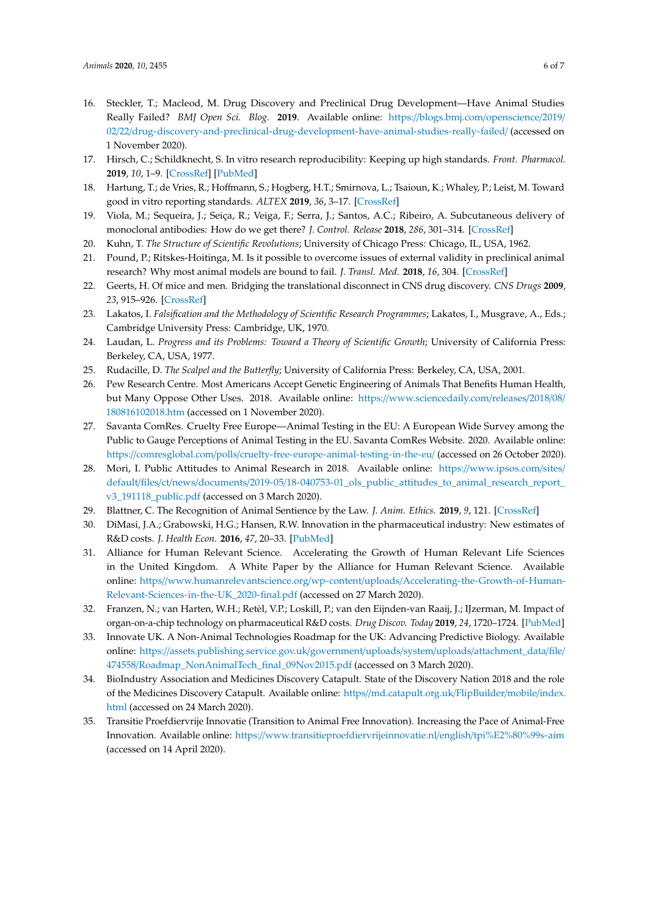16. Steckler, T.; Macleod, M. Drug Discovery and Preclinical Drug Development—Have Animal Studies Really Failed? *BMJ Open Sci. Blog.* **2019**. Available online: https://blogs.bmj.com/openscience/2019/02/22/drug-discovery-and-preclinical-drug-development-have-animal-studies-really-failed/ (accessed on 1 November 2020).
17. Hirsch, C.; Schildknecht, S. In vitro research reproducibility: Keeping up high standards. *Front. Pharmacol.* **2019**, *10*, 1–9. [CrossRef] [PubMed]
18. Hartung, T.; de Vries, R.; Hoffmann, S.; Hogberg, H.T.; Smirnova, L.; Tsaioun, K.; Whaley, P.; Leist, M. Toward good in vitro reporting standards. *ALTEX* **2019**, *36*, 3–17. [CrossRef]
19. Viola, M.; Sequeira, J.; Seiça, R.; Veiga, F.; Serra, J.; Santos, A.C.; Ribeiro, A. Subcutaneous delivery of monoclonal antibodies: How do we get there? *J. Control. Release* **2018**, *286*, 301–314. [CrossRef]
20. Kuhn, T. *The Structure of Scientific Revolutions*; University of Chicago Press: Chicago, IL, USA, 1962.
21. Pound, P.; Ritskes-Hoitinga, M. Is it possible to overcome issues of external validity in preclinical animal research? Why most animal models are bound to fail. *J. Transl. Med.* **2018**, *16*, 304. [CrossRef]
22. Geerts, H. Of mice and men. Bridging the translational disconnect in CNS drug discovery. *CNS Drugs* **2009**, *23*, 915–926. [CrossRef]
23. Lakatos, I. *Falsification and the Methodology of Scientific Research Programmes*; Lakatos, I., Musgrave, A., Eds.; Cambridge University Press: Cambridge, UK, 1970.
24. Laudan, L. *Progress and its Problems: Toward a Theory of Scientific Growth*; University of California Press: Berkeley, CA, USA, 1977.
25. Rudacille, D. *The Scalpel and the Butterfly*; University of California Press: Berkeley, CA, USA, 2001.
26. Pew Research Centre. Most Americans Accept Genetic Engineering of Animals That Benefits Human Health, but Many Oppose Other Uses. 2018. Available online: https://www.sciencedaily.com/releases/2018/08/180816102018.htm (accessed on 1 November 2020).
27. Savanta ComRes. Cruelty Free Europe—Animal Testing in the EU: A European Wide Survey among the Public to Gauge Perceptions of Animal Testing in the EU. Savanta ComRes Website. 2020. Available online: https://comresglobal.com/polls/cruelty-free-europe-animal-testing-in-the-eu/ (accessed on 26 October 2020).
28. Mori, I. Public Attitudes to Animal Research in 2018. Available online: https://www.ipsos.com/sites/default/files/ct/news/documents/2019-05/18-040753-01_ols_public_attitudes_to_animal_research_report_v3_191118_public.pdf (accessed on 3 March 2020).
29. Blattner, C. The Recognition of Animal Sentience by the Law. *J. Anim. Ethics.* **2019**, *9*, 121. [CrossRef]
30. DiMasi, J.A.; Grabowski, H.G.; Hansen, R.W. Innovation in the pharmaceutical industry: New estimates of R&D costs. *J. Health Econ.* **2016**, *47*, 20–33. [PubMed]
31. Alliance for Human Relevant Science. Accelerating the Growth of Human Relevant Life Sciences in the United Kingdom. A White Paper by the Alliance for Human Relevant Science. Available online: https//www.humanrelevantscience.org/wp-content/uploads/Accelerating-the-Growth-of-Human-Relevant-Sciences-in-the-UK_2020-final.pdf (accessed on 27 March 2020).
32. Franzen, N.; van Harten, W.H.; Retèl, V.P.; Loskill, P.; van den Eijnden-van Raaij, J.; IJzerman, M. Impact of organ-on-a-chip technology on pharmaceutical R&D costs. *Drug Discov. Today* **2019**, *24*, 1720–1724. [PubMed]
33. Innovate UK. A Non-Animal Technologies Roadmap for the UK: Advancing Predictive Biology. Available online: https://assets.publishing.service.gov.uk/government/uploads/system/uploads/attachment_data/file/474558/Roadmap_NonAnimalTech_final_09Nov2015.pdf (accessed on 3 March 2020).
34. BioIndustry Association and Medicines Discovery Catapult. State of the Discovery Nation 2018 and the role of the Medicines Discovery Catapult. Available online: https//md.catapult.org.uk/FlipBuilder/mobile/index.html (accessed on 24 March 2020).
35. Transitie Proefdiervrije Innovatie (Transition to Animal Free Innovation). Increasing the Pace of Animal-Free Innovation. Available online: https://www.transitieproefdiervrijeinnovatie.nl/english/tpi%E2%80%99s-aim (accessed on 14 April 2020).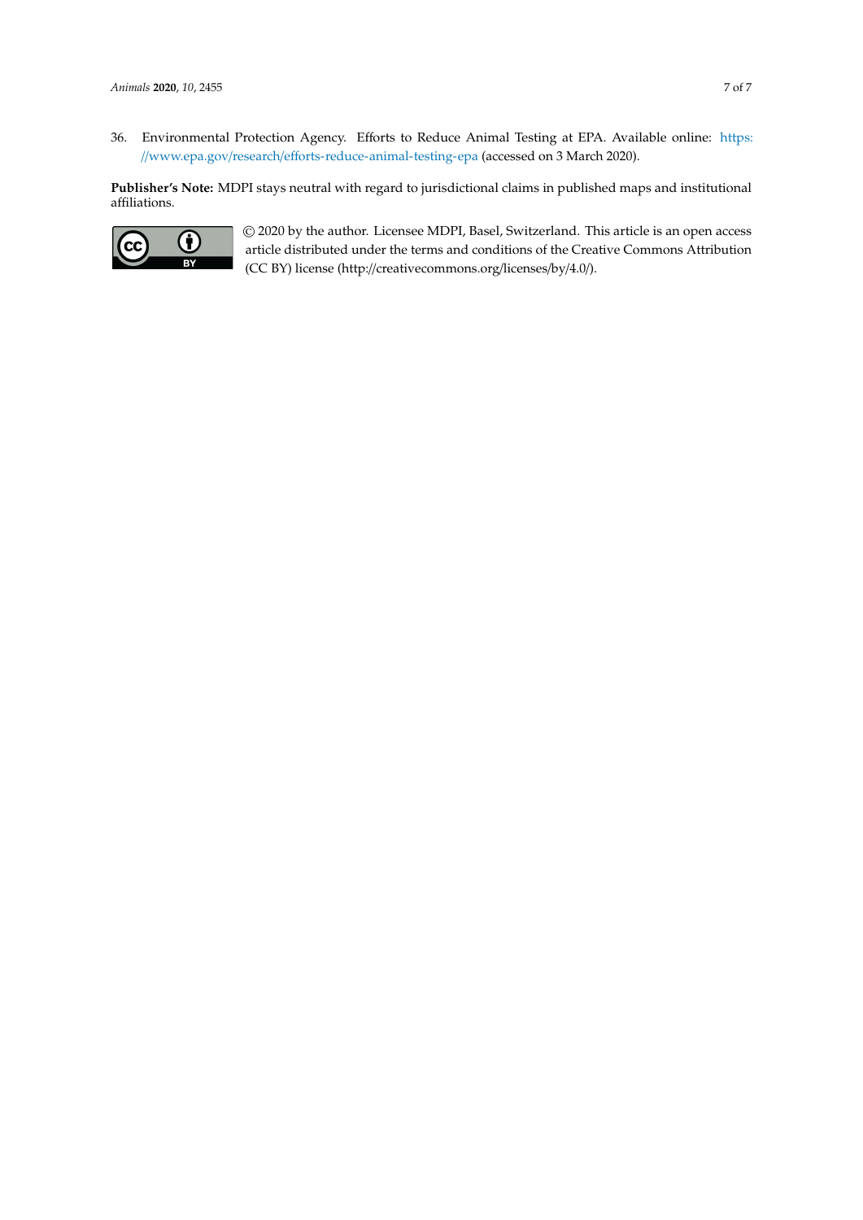36. Environmental Protection Agency. Efforts to Reduce Animal Testing at EPA. Available online: https://www.epa.gov/research/efforts-reduce-animal-testing-epa (accessed on 3 March 2020).

**Publisher's Note:** MDPI stays neutral with regard to jurisdictional claims in published maps and institutional affiliations.

© 2020 by the author. Licensee MDPI, Basel, Switzerland. This article is an open access article distributed under the terms and conditions of the Creative Commons Attribution (CC BY) license (http://creativecommons.org/licenses/by/4.0/).